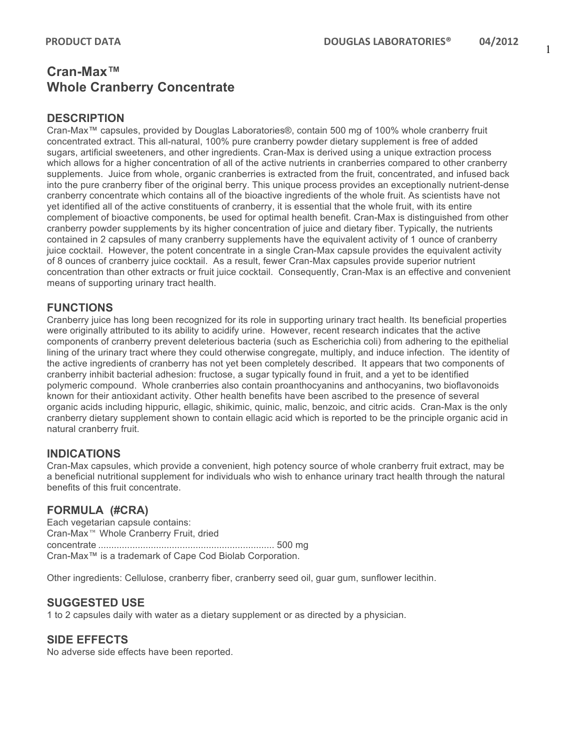# Cran-Max™ Whole Cranberry Concentrate

## DESCRIPTION

Cran-Max™ capsules, provided by Douglas Laboratories®, contain 500 mg of 100% whole cranberry fruit concentrated extract. This all-natural, 100% pure cranberry powder dietary supplement is free of added sugars, artificial sweeteners, and other ingredients. Cran-Max is derived using a unique extraction process which allows for a higher concentration of all of the active nutrients in cranberries compared to other cranberry supplements. Juice from whole, organic cranberries is extracted from the fruit, concentrated, and infused back into the pure cranberry fiber of the original berry. This unique process provides an exceptionally nutrient-dense cranberry concentrate which contains all of the bioactive ingredients of the whole fruit. As scientists have not yet identified all of the active constituents of cranberry, it is essential that the whole fruit, with its entire complement of bioactive components, be used for optimal health benefit. Cran-Max is distinguished from other cranberry powder supplements by its higher concentration of juice and dietary fiber. Typically, the nutrients contained in 2 capsules of many cranberry supplements have the equivalent activity of 1 ounce of cranberry juice cocktail. However, the potent concentrate in a single Cran-Max capsule provides the equivalent activity of 8 ounces of cranberry juice cocktail. As a result, fewer Cran-Max capsules provide superior nutrient concentration than other extracts or fruit juice cocktail. Consequently, Cran-Max is an effective and convenient means of supporting urinary tract health.

## FUNCTIONS

Cranberry juice has long been recognized for its role in supporting urinary tract health. Its beneficial properties were originally attributed to its ability to acidify urine. However, recent research indicates that the active components of cranberry prevent deleterious bacteria (such as Escherichia coli) from adhering to the epithelial lining of the urinary tract where they could otherwise congregate, multiply, and induce infection. The identity of the active ingredients of cranberry has not yet been completely described. It appears that two components of cranberry inhibit bacterial adhesion: fructose, a sugar typically found in fruit, and a yet to be identified polymeric compound. Whole cranberries also contain proanthocyanins and anthocyanins, two bioflavonoids known for their antioxidant activity. Other health benefits have been ascribed to the presence of several organic acids including hippuric, ellagic, shikimic, quinic, malic, benzoic, and citric acids. Cran-Max is the only cranberry dietary supplement shown to contain ellagic acid which is reported to be the principle organic acid in natural cranberry fruit.

## INDICATIONS

Cran-Max capsules, which provide a convenient, high potency source of whole cranberry fruit extract, may be a beneficial nutritional supplement for individuals who wish to enhance urinary tract health through the natural benefits of this fruit concentrate.

## FORMULA (#CRA)

Each vegetarian capsule contains:
Cran-Max™ Whole Cranberry Fruit, dried concentrate .................................................................. 500 mg
Cran-Max™ is a trademark of Cape Cod Biolab Corporation.

Other ingredients: Cellulose, cranberry fiber, cranberry seed oil, guar gum, sunflower lecithin.

## SUGGESTED USE

1 to 2 capsules daily with water as a dietary supplement or as directed by a physician.

## SIDE EFFECTS

No adverse side effects have been reported.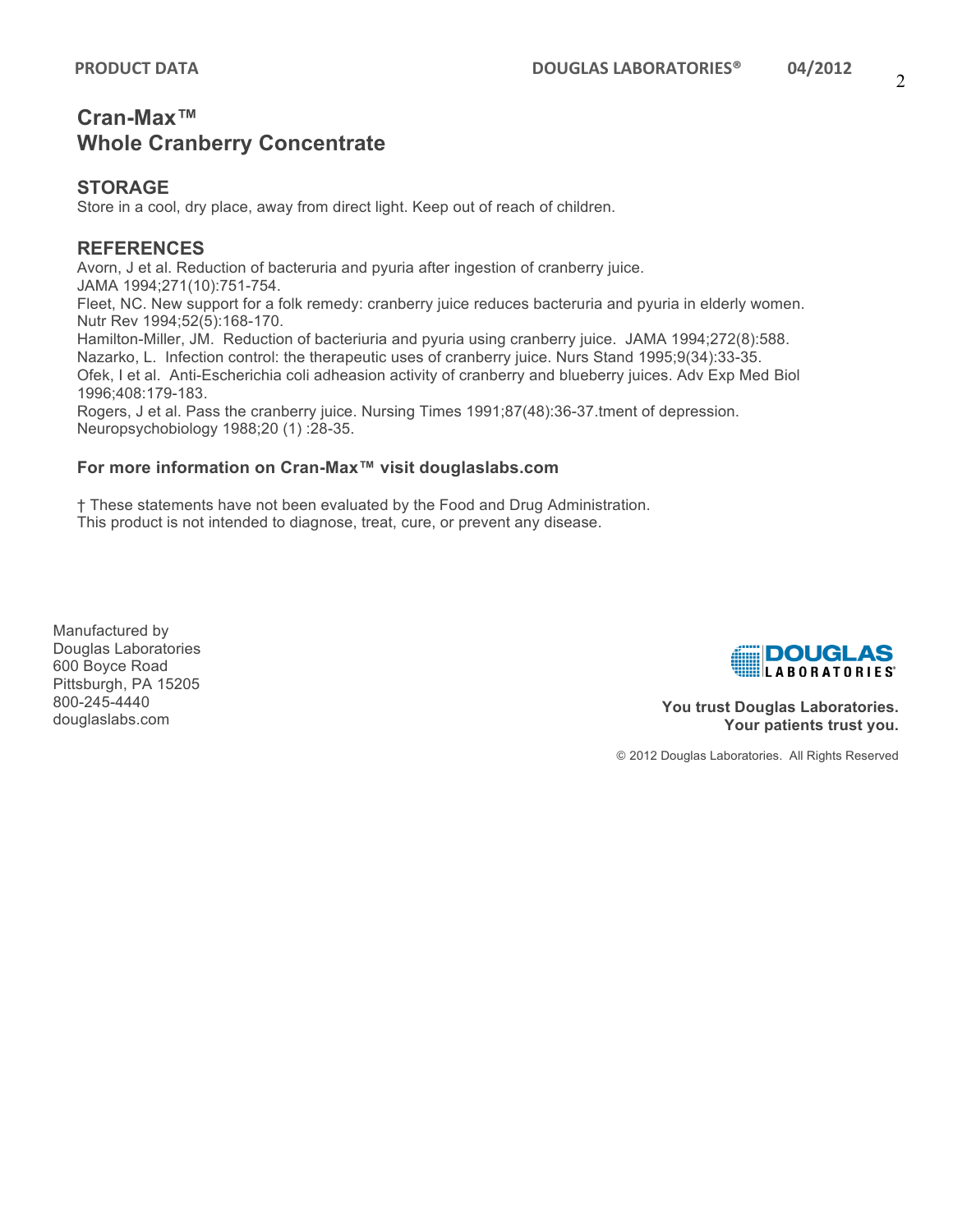# Cran-Max™
# Whole Cranberry Concentrate

## STORAGE

Store in a cool, dry place, away from direct light. Keep out of reach of children.

## REFERENCES

Avorn, J et al. Reduction of bacteruria and pyuria after ingestion of cranberry juice. JAMA 1994;271(10):751-754.
Fleet, NC. New support for a folk remedy: cranberry juice reduces bacteruria and pyuria in elderly women. Nutr Rev 1994;52(5):168-170.
Hamilton-Miller, JM. Reduction of bacteriuria and pyuria using cranberry juice. JAMA 1994;272(8):588.
Nazarko, L. Infection control: the therapeutic uses of cranberry juice. Nurs Stand 1995;9(34):33-35.
Ofek, I et al. Anti-Escherichia coli adheasion activity of cranberry and blueberry juices. Adv Exp Med Biol 1996;408:179-183.
Rogers, J et al. Pass the cranberry juice. Nursing Times 1991;87(48):36-37.tment of depression. Neuropsychobiology 1988;20 (1) :28-35.

**For more information on Cran-Max™ visit douglaslabs.com**

† These statements have not been evaluated by the Food and Drug Administration.
This product is not intended to diagnose, treat, cure, or prevent any disease.

Manufactured by
Douglas Laboratories
600 Boyce Road
Pittsburgh, PA 15205
800-245-4440
douglaslabs.com

DOUGLAS LABORATORIES®

**You trust Douglas Laboratories.**
**Your patients trust you.**

© 2012 Douglas Laboratories. All Rights Reserved